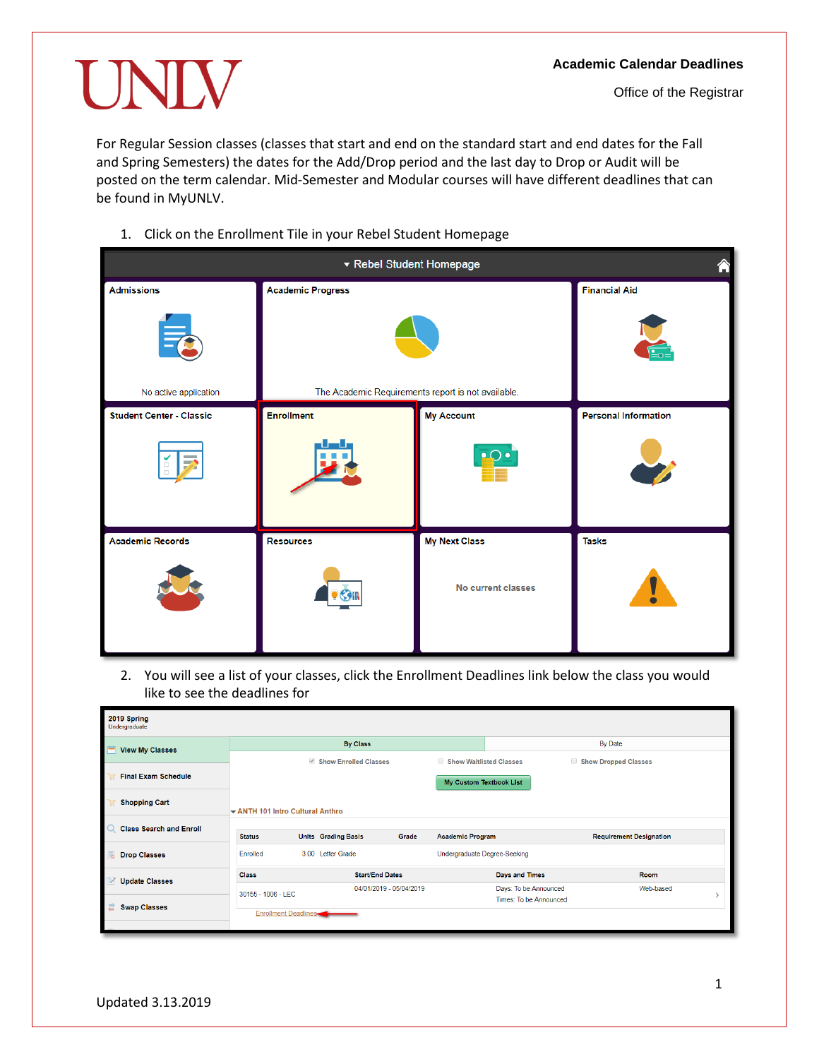UNLV

**Academic Calendar Deadlines**

Office of the Registrar

For Regular Session classes (classes that start and end on the standard start and end dates for the Fall and Spring Semesters) the dates for the Add/Drop period and the last day to Drop or Audit will be posted on the term calendar. Mid-Semester and Modular courses will have different deadlines that can be found in MyUNLV.

1. Click on the Enrollment Tile in your Rebel Student Homepage

2. You will see a list of your classes, click the Enrollment Deadlines link below the class you would like to see the deadlines for

Updated 3.13.2019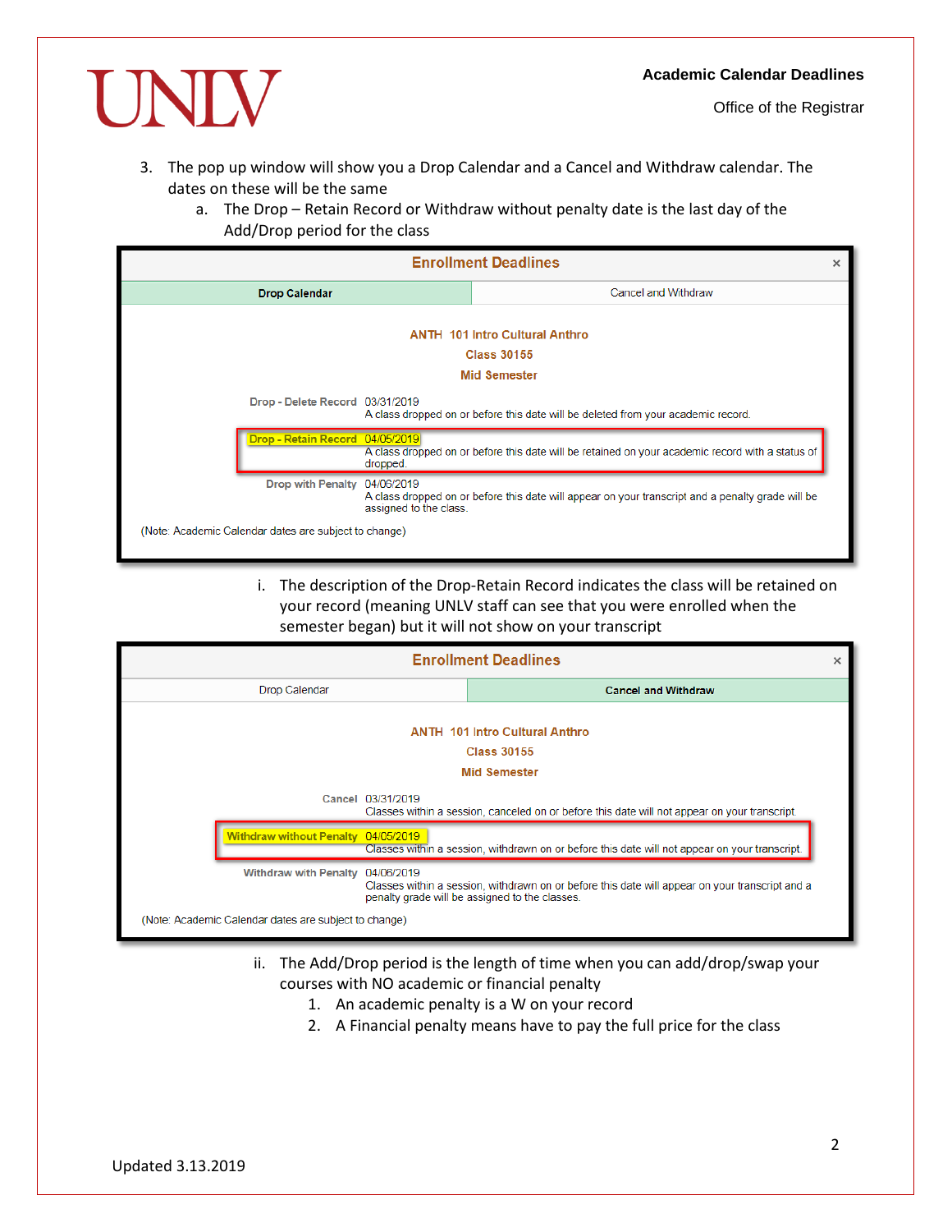3. The pop up window will show you a Drop Calendar and a Cancel and Withdraw calendar. The dates on these will be the same
   a. The Drop – Retain Record or Withdraw without penalty date is the last day of the Add/Drop period for the class

**Enrollment Deadlines**

| Drop Calendar | Cancel and Withdraw |
|---|---|

**ANTH 101 Intro Cultural Anthro**
**Class 30155**
**Mid Semester**

| | |
|---|---|
| **Drop - Delete Record** | 03/31/2019<br>A class dropped on or before this date will be deleted from your academic record. |
| **Drop - Retain Record** | 04/05/2019<br>A class dropped on or before this date will be retained on your academic record with a status of dropped. |
| **Drop with Penalty** | 04/06/2019<br>A class dropped on or before this date will appear on your transcript and a penalty grade will be assigned to the class. |

(Note: Academic Calendar dates are subject to change)

      i. The description of the Drop-Retain Record indicates the class will be retained on your record (meaning UNLV staff can see that you were enrolled when the semester began) but it will not show on your transcript

**Enrollment Deadlines**

| Drop Calendar | Cancel and Withdraw |
|---|---|

**ANTH 101 Intro Cultural Anthro**
**Class 30155**
**Mid Semester**

| | |
|---|---|
| **Cancel** | 03/31/2019<br>Classes within a session, canceled on or before this date will not appear on your transcript. |
| **Withdraw without Penalty** | 04/05/2019<br>Classes within a session, withdrawn on or before this date will not appear on your transcript. |
| **Withdraw with Penalty** | 04/06/2019<br>Classes within a session, withdrawn on or before this date will appear on your transcript and a penalty grade will be assigned to the classes. |

(Note: Academic Calendar dates are subject to change)

      ii. The Add/Drop period is the length of time when you can add/drop/swap your courses with NO academic or financial penalty
         1. An academic penalty is a W on your record
         2. A Financial penalty means have to pay the full price for the class

Updated 3.13.2019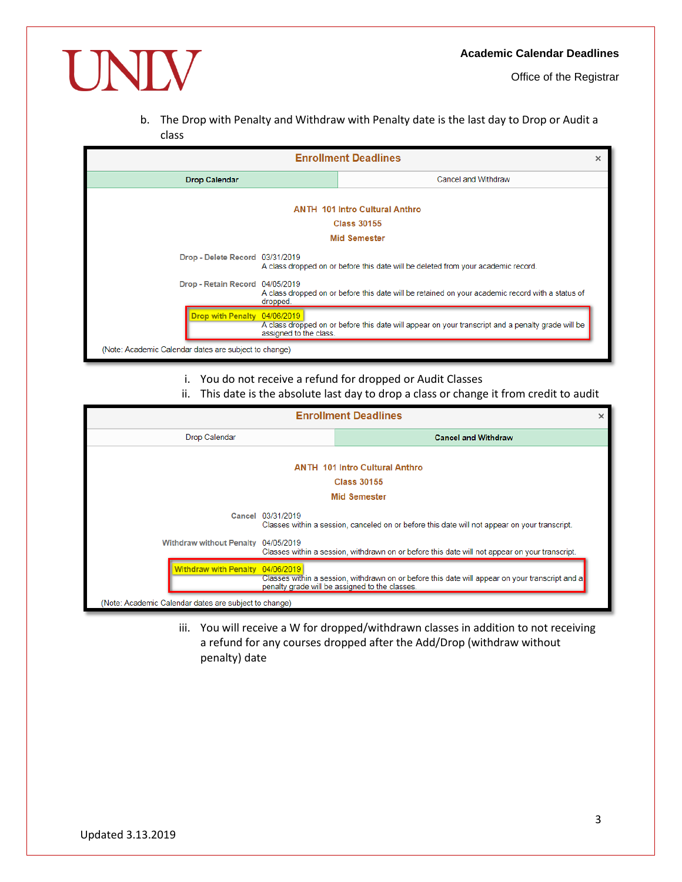b. The Drop with Penalty and Withdraw with Penalty date is the last day to Drop or Audit a class

**Enrollment Deadlines**

**Drop Calendar** | Cancel and Withdraw

**ANTH 101 Intro Cultural Anthro**
**Class 30155**
**Mid Semester**

| | |
|---|---|
| **Drop - Delete Record** | 03/31/2019<br>A class dropped on or before this date will be deleted from your academic record. |
| **Drop - Retain Record** | 04/05/2019<br>A class dropped on or before this date will be retained on your academic record with a status of dropped. |
| **Drop with Penalty** | 04/06/2019<br>A class dropped on or before this date will appear on your transcript and a penalty grade will be assigned to the class. |

(Note: Academic Calendar dates are subject to change)

i. You do not receive a refund for dropped or Audit Classes
ii. This date is the absolute last day to drop a class or change it from credit to audit

**Enrollment Deadlines**

Drop Calendar | **Cancel and Withdraw**

**ANTH 101 Intro Cultural Anthro**
**Class 30155**
**Mid Semester**

| | |
|---|---|
| **Cancel** | 03/31/2019<br>Classes within a session, canceled on or before this date will not appear on your transcript. |
| **Withdraw without Penalty** | 04/05/2019<br>Classes within a session, withdrawn on or before this date will not appear on your transcript. |
| **Withdraw with Penalty** | 04/06/2019<br>Classes within a session, withdrawn on or before this date will appear on your transcript and a penalty grade will be assigned to the classes. |

(Note: Academic Calendar dates are subject to change)

iii. You will receive a W for dropped/withdrawn classes in addition to not receiving a refund for any courses dropped after the Add/Drop (withdraw without penalty) date

Updated 3.13.2019